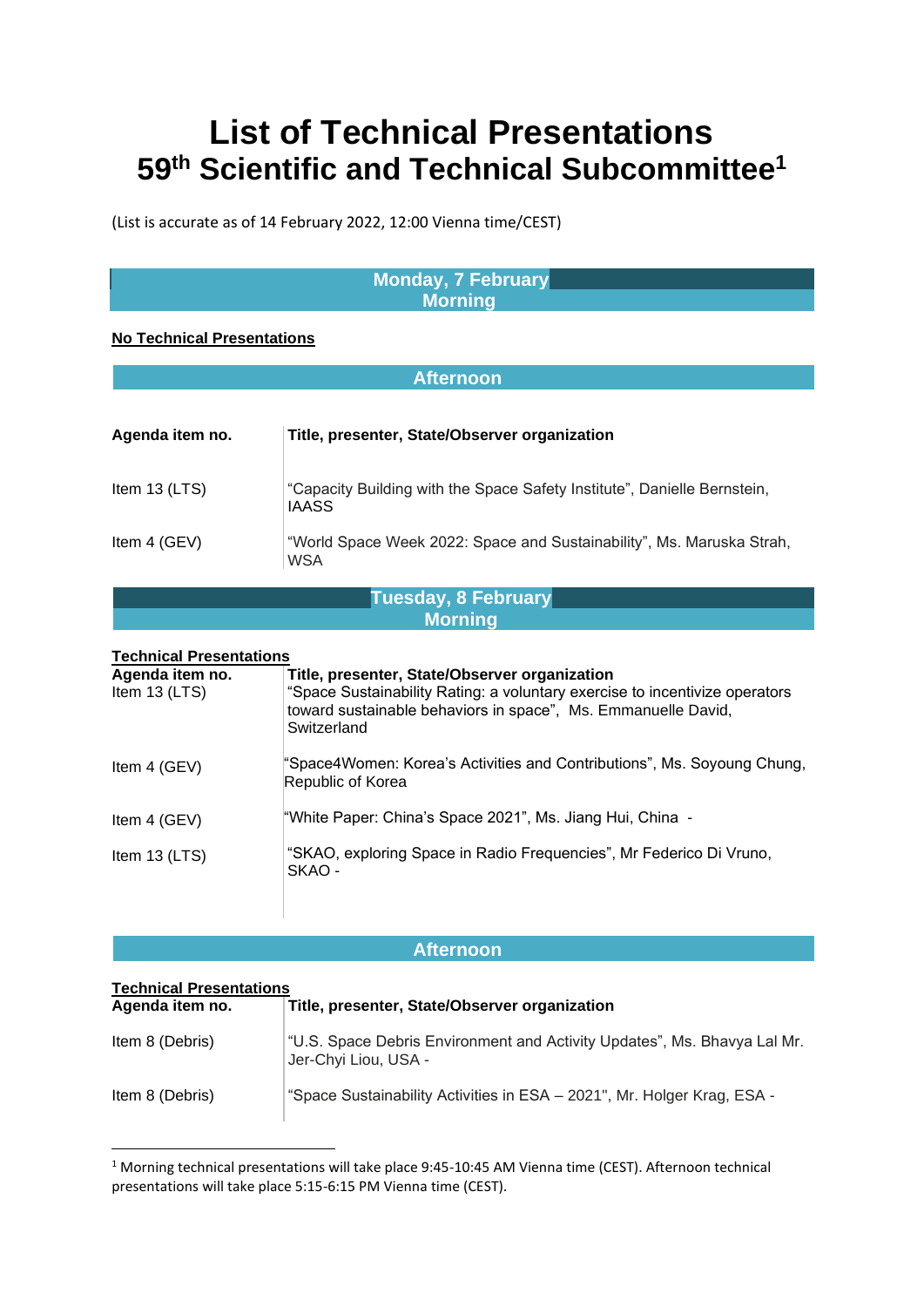# List of Technical Presentations
# 59th Scientific and Technical Subcommittee[1]

(List is accurate as of 14 February 2022, 12:00 Vienna time/CEST)

## Monday, 7 February

### Morning

**No Technical Presentations**

### Afternoon

| Agenda item no. | Title, presenter, State/Observer organization |
|---|---|
| Item 13 (LTS) | "Capacity Building with the Space Safety Institute", Danielle Bernstein, IAASS |
| Item 4 (GEV) | "World Space Week 2022: Space and Sustainability", Ms. Maruska Strah, WSA |

## Tuesday, 8 February

### Morning

**Technical Presentations**

| Agenda item no. | Title, presenter, State/Observer organization |
|---|---|
| Item 13 (LTS) | "Space Sustainability Rating: a voluntary exercise to incentivize operators toward sustainable behaviors in space", Ms. Emmanuelle David, Switzerland |
| Item 4 (GEV) | "Space4Women: Korea's Activities and Contributions", Ms. Soyoung Chung, Republic of Korea |
| Item 4 (GEV) | "White Paper: China's Space 2021", Ms. Jiang Hui, China - |
| Item 13 (LTS) | "SKAO, exploring Space in Radio Frequencies", Mr Federico Di Vruno, SKAO - |

### Afternoon

**Technical Presentations**

| Agenda item no. | Title, presenter, State/Observer organization |
|---|---|
| Item 8 (Debris) | "U.S. Space Debris Environment and Activity Updates", Ms. Bhavya Lal Mr. Jer-Chyi Liou, USA - |
| Item 8 (Debris) | "Space Sustainability Activities in ESA – 2021", Mr. Holger Krag, ESA - |

[1] Morning technical presentations will take place 9:45-10:45 AM Vienna time (CEST). Afternoon technical presentations will take place 5:15-6:15 PM Vienna time (CEST).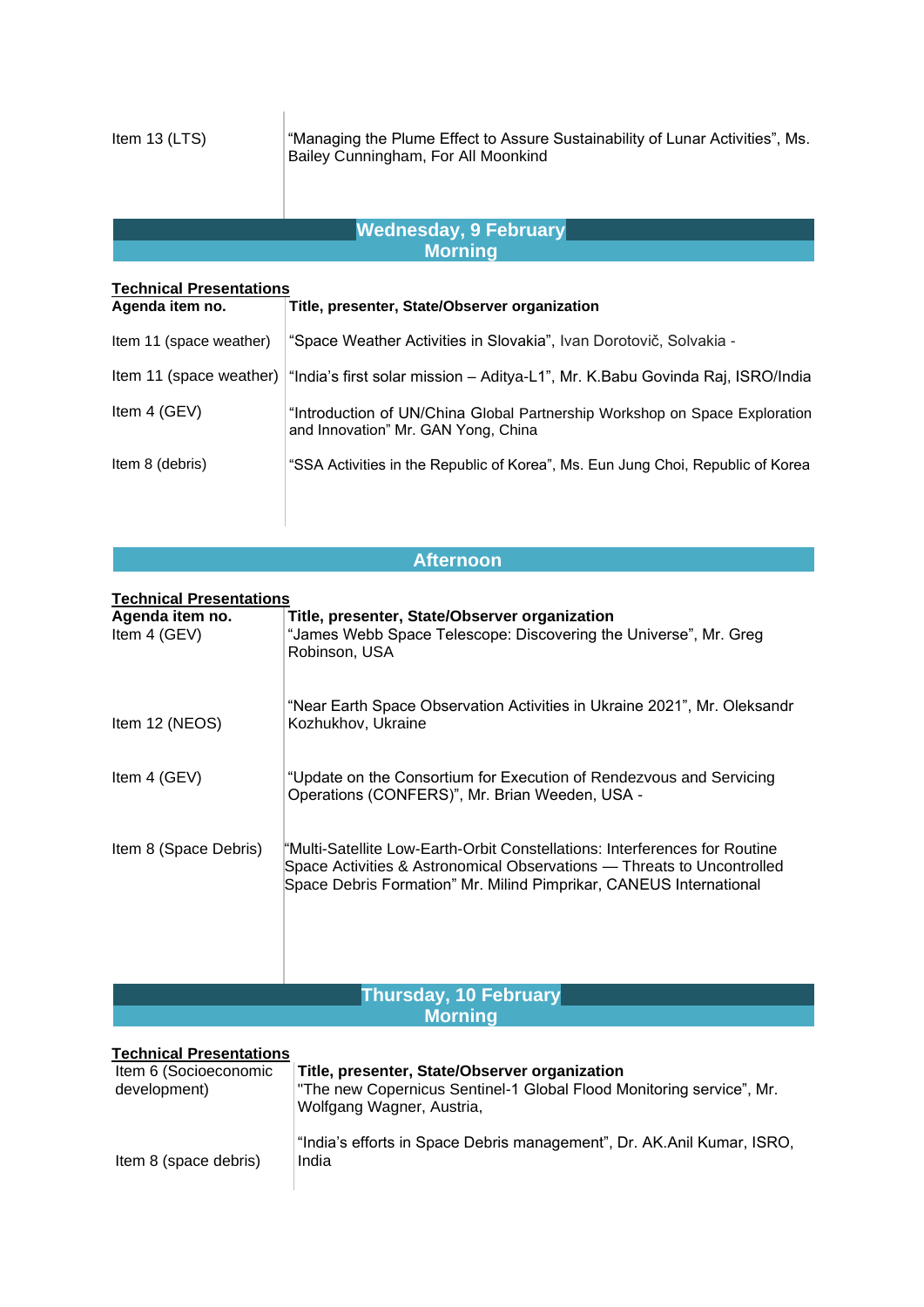| | |
|---|---|
| Item 13 (LTS) | “Managing the Plume Effect to Assure Sustainability of Lunar Activities”, Ms. Bailey Cunningham, For All Moonkind |

## Wednesday, 9 February

### Morning

**Technical Presentations**

| **Agenda item no.** | **Title, presenter, State/Observer organization** |
|---|---|
| Item 11 (space weather) | “Space Weather Activities in Slovakia”, Ivan Dorotovič, Solvakia - |
| Item 11 (space weather) | “India’s first solar mission – Aditya-L1”, Mr. K.Babu Govinda Raj, ISRO/India |
| Item 4 (GEV) | “Introduction of UN/China Global Partnership Workshop on Space Exploration and Innovation” Mr. GAN Yong, China |
| Item 8 (debris) | “SSA Activities in the Republic of Korea”, Ms. Eun Jung Choi, Republic of Korea |

### Afternoon

**Technical Presentations**

| **Agenda item no.** | **Title, presenter, State/Observer organization** |
|---|---|
| Item 4 (GEV) | “James Webb Space Telescope: Discovering the Universe”, Mr. Greg Robinson, USA |
| Item 12 (NEOS) | “Near Earth Space Observation Activities in Ukraine 2021”, Mr. Oleksandr Kozhukhov, Ukraine |
| Item 4 (GEV) | “Update on the Consortium for Execution of Rendezvous and Servicing Operations (CONFERS)”, Mr. Brian Weeden, USA - |
| Item 8 (Space Debris) | “Multi-Satellite Low-Earth-Orbit Constellations: Interferences for Routine Space Activities & Astronomical Observations — Threats to Uncontrolled Space Debris Formation” Mr. Milind Pimprikar, CANEUS International |

## Thursday, 10 February

### Morning

**Technical Presentations**

| | **Title, presenter, State/Observer organization** |
|---|---|
| Item 6 (Socioeconomic development) | "The new Copernicus Sentinel-1 Global Flood Monitoring service", Mr. Wolfgang Wagner, Austria, |
| Item 8 (space debris) | “India’s efforts in Space Debris management”, Dr. AK.Anil Kumar, ISRO, India |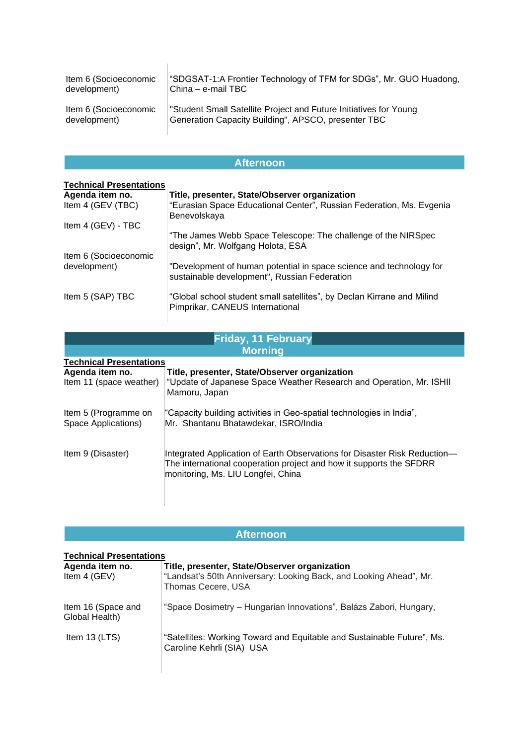| | |
|---|---|
| Item 6 (Socioeconomic development) | "SDGSAT-1:A Frontier Technology of TFM for SDGs", Mr. GUO Huadong, China – e-mail TBC |
| Item 6 (Socioeconomic development) | "Student Small Satellite Project and Future Initiatives for Young Generation Capacity Building", APSCO, presenter TBC |

## Afternoon

**Technical Presentations**

| **Agenda item no.** | **Title, presenter, State/Observer organization** |
|---|---|
| Item 4 (GEV (TBC) | "Eurasian Space Educational Center", Russian Federation, Ms. Evgenia Benevolskaya |
| Item 4 (GEV) - TBC | "The James Webb Space Telescope: The challenge of the NIRSpec design", Mr. Wolfgang Holota, ESA |
| Item 6 (Socioeconomic development) | "Development of human potential in space science and technology for sustainable development", Russian Federation |
| Item 5 (SAP) TBC | "Global school student small satellites", by Declan Kirrane and Milind Pimprikar, CANEUS International |

## Friday, 11 February

## Morning

**Technical Presentations**

| **Agenda item no.** | **Title, presenter, State/Observer organization** |
|---|---|
| Item 11 (space weather) | "Update of Japanese Space Weather Research and Operation, Mr. ISHII Mamoru, Japan |
| Item 5 (Programme on Space Applications) | "Capacity building activities in Geo-spatial technologies in India", Mr. Shantanu Bhatawdekar, ISRO/India |
| Item 9 (Disaster) | Integrated Application of Earth Observations for Disaster Risk Reduction—The international cooperation project and how it supports the SFDRR monitoring, Ms. LIU Longfei, China |

## Afternoon

**Technical Presentations**

| **Agenda item no.** | **Title, presenter, State/Observer organization** |
|---|---|
| Item 4 (GEV) | "Landsat's 50th Anniversary: Looking Back, and Looking Ahead", Mr. Thomas Cecere, USA |
| Item 16 (Space and Global Health) | "Space Dosimetry – Hungarian Innovations", Balázs Zabori, Hungary, |
| Item 13 (LTS) | "Satellites: Working Toward and Equitable and Sustainable Future", Ms. Caroline Kehrli (SIA) USA |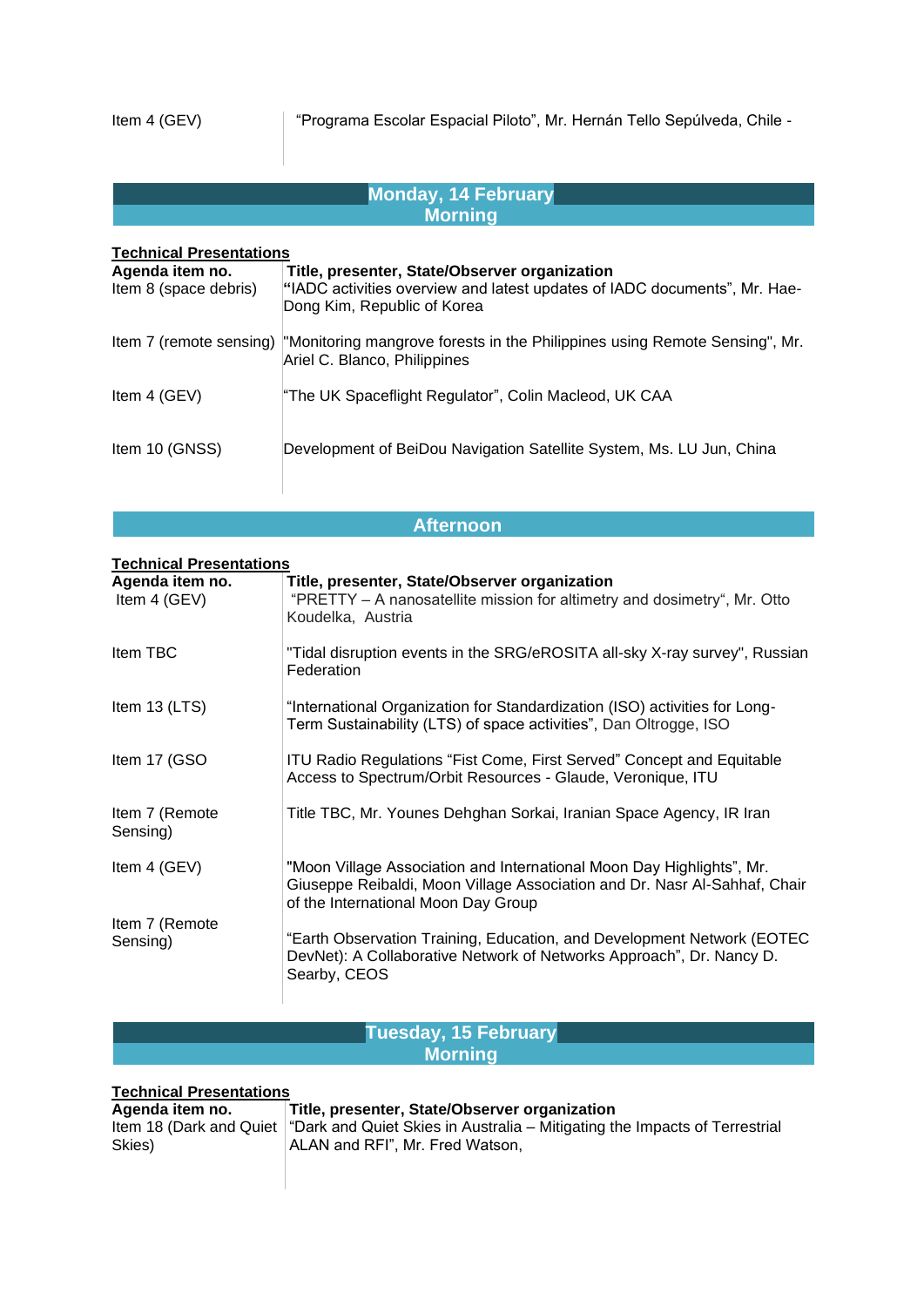| | |
|---|---|
| Item 4 (GEV) | "Programa Escolar Espacial Piloto", Mr. Hernán Tello Sepúlveda, Chile - |

## Monday, 14 February
### Morning

**Technical Presentations**

| **Agenda item no.** | **Title, presenter, State/Observer organization** |
|---|---|
| Item 8 (space debris) | **"**IADC activities overview and latest updates of IADC documents", Mr. Hae-Dong Kim, Republic of Korea |
| Item 7 (remote sensing) | "Monitoring mangrove forests in the Philippines using Remote Sensing", Mr. Ariel C. Blanco, Philippines |
| Item 4 (GEV) | "The UK Spaceflight Regulator", Colin Macleod, UK CAA |
| Item 10 (GNSS) | Development of BeiDou Navigation Satellite System, Ms. LU Jun, China |

### Afternoon

**Technical Presentations**

| **Agenda item no.** | **Title, presenter, State/Observer organization** |
|---|---|
| Item 4 (GEV) | "PRETTY – A nanosatellite mission for altimetry and dosimetry", Mr. Otto Koudelka, Austria |
| Item TBC | "Tidal disruption events in the SRG/eROSITA all-sky X-ray survey", Russian Federation |
| Item 13 (LTS) | "International Organization for Standardization (ISO) activities for Long-Term Sustainability (LTS) of space activities", Dan Oltrogge, ISO |
| Item 17 (GSO | ITU Radio Regulations "Fist Come, First Served" Concept and Equitable Access to Spectrum/Orbit Resources - Glaude, Veronique, ITU |
| Item 7 (Remote Sensing) | Title TBC, Mr. Younes Dehghan Sorkai, Iranian Space Agency, IR Iran |
| Item 4 (GEV) | "Moon Village Association and International Moon Day Highlights", Mr. Giuseppe Reibaldi, Moon Village Association and Dr. Nasr Al-Sahhaf, Chair of the International Moon Day Group |
| Item 7 (Remote Sensing) | "Earth Observation Training, Education, and Development Network (EOTEC DevNet): A Collaborative Network of Networks Approach", Dr. Nancy D. Searby, CEOS |

## Tuesday, 15 February
### Morning

**Technical Presentations**

| **Agenda item no.** | **Title, presenter, State/Observer organization** |
|---|---|
| Item 18 (Dark and Quiet Skies) | "Dark and Quiet Skies in Australia – Mitigating the Impacts of Terrestrial ALAN and RFI", Mr. Fred Watson, |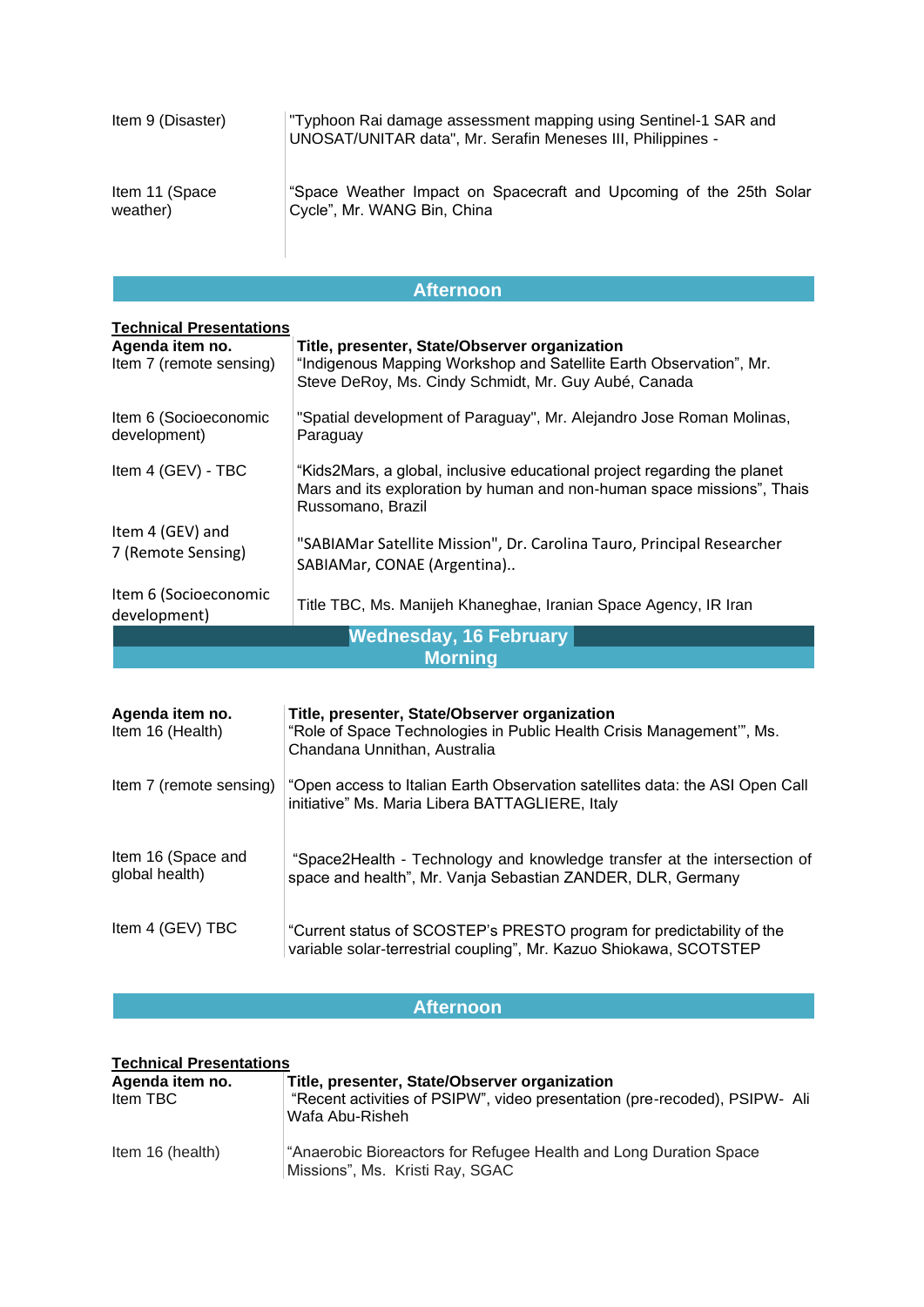| | |
|---|---|
| Item 9 (Disaster) | "Typhoon Rai damage assessment mapping using Sentinel-1 SAR and UNOSAT/UNITAR data", Mr. Serafin Meneses III, Philippines - |
| Item 11 (Space weather) | "Space Weather Impact on Spacecraft and Upcoming of the 25th Solar Cycle", Mr. WANG Bin, China |

## Afternoon

**Technical Presentations**

| **Agenda item no.** | **Title, presenter, State/Observer organization** |
|---|---|
| Item 7 (remote sensing) | "Indigenous Mapping Workshop and Satellite Earth Observation", Mr. Steve DeRoy, Ms. Cindy Schmidt, Mr. Guy Aubé, Canada |
| Item 6 (Socioeconomic development) | "Spatial development of Paraguay", Mr. Alejandro Jose Roman Molinas, Paraguay |
| Item 4 (GEV) - TBC | "Kids2Mars, a global, inclusive educational project regarding the planet Mars and its exploration by human and non-human space missions", Thais Russomano, Brazil |
| Item 4 (GEV) and 7 (Remote Sensing) | "SABIAMar Satellite Mission", Dr. Carolina Tauro, Principal Researcher SABIAMar, CONAE (Argentina).. |
| Item 6 (Socioeconomic development) | Title TBC, Ms. Manijeh Khaneghae, Iranian Space Agency, IR Iran |

## Wednesday, 16 February

## Morning

| **Agenda item no.** | **Title, presenter, State/Observer organization** |
|---|---|
| Item 16 (Health) | "Role of Space Technologies in Public Health Crisis Management'", Ms. Chandana Unnithan, Australia |
| Item 7 (remote sensing) | "Open access to Italian Earth Observation satellites data: the ASI Open Call initiative" Ms. Maria Libera BATTAGLIERE, Italy |
| Item 16 (Space and global health) | "Space2Health - Technology and knowledge transfer at the intersection of space and health", Mr. Vanja Sebastian ZANDER, DLR, Germany |
| Item 4 (GEV) TBC | "Current status of SCOSTEP's PRESTO program for predictability of the variable solar-terrestrial coupling", Mr. Kazuo Shiokawa, SCOTSTEP |

## Afternoon

**Technical Presentations**

| **Agenda item no.** | **Title, presenter, State/Observer organization** |
|---|---|
| Item TBC | "Recent activities of PSIPW", video presentation (pre-recoded), PSIPW- Ali Wafa Abu-Risheh |
| Item 16 (health) | "Anaerobic Bioreactors for Refugee Health and Long Duration Space Missions", Ms. Kristi Ray, SGAC |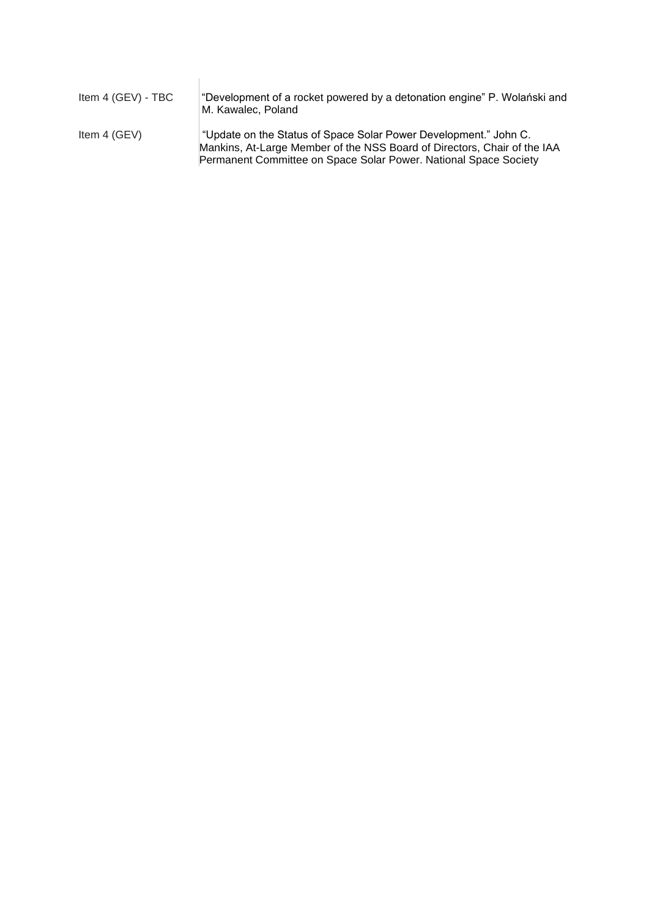| | |
|---|---|
| Item 4 (GEV) - TBC | "Development of a rocket powered by a detonation engine" P. Wolański and M. Kawalec, Poland |
| Item 4 (GEV) | "Update on the Status of Space Solar Power Development." John C. Mankins, At-Large Member of the NSS Board of Directors, Chair of the IAA Permanent Committee on Space Solar Power. National Space Society |